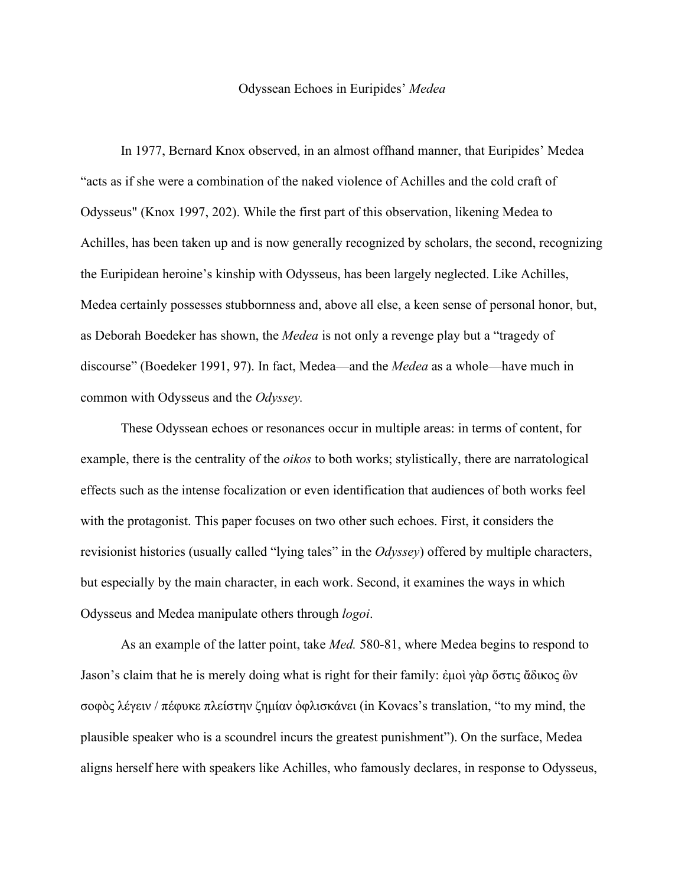# Odyssean Echoes in Euripides' *Medea*

In 1977, Bernard Knox observed, in an almost offhand manner, that Euripides' Medea "acts as if she were a combination of the naked violence of Achilles and the cold craft of Odysseus" (Knox 1997, 202). While the first part of this observation, likening Medea to Achilles, has been taken up and is now generally recognized by scholars, the second, recognizing the Euripidean heroine's kinship with Odysseus, has been largely neglected. Like Achilles, Medea certainly possesses stubbornness and, above all else, a keen sense of personal honor, but, as Deborah Boedeker has shown, the *Medea* is not only a revenge play but a "tragedy of discourse" (Boedeker 1991, 97). In fact, Medea—and the *Medea* as a whole—have much in common with Odysseus and the *Odyssey.*

These Odyssean echoes or resonances occur in multiple areas: in terms of content, for example, there is the centrality of the *oikos* to both works; stylistically, there are narratological effects such as the intense focalization or even identification that audiences of both works feel with the protagonist. This paper focuses on two other such echoes. First, it considers the revisionist histories (usually called "lying tales" in the *Odyssey*) offered by multiple characters, but especially by the main character, in each work. Second, it examines the ways in which Odysseus and Medea manipulate others through *logoi*.

As an example of the latter point, take *Med.* 580-81, where Medea begins to respond to Jason's claim that he is merely doing what is right for their family: ἐμοὶ γὰρ ὅστις ἄδικος ὢν σοφὸς λέγειν / πέφυκε πλείστην ζημίαν ὀφλισκάνει (in Kovacs's translation, "to my mind, the plausible speaker who is a scoundrel incurs the greatest punishment"). On the surface, Medea aligns herself here with speakers like Achilles, who famously declares, in response to Odysseus,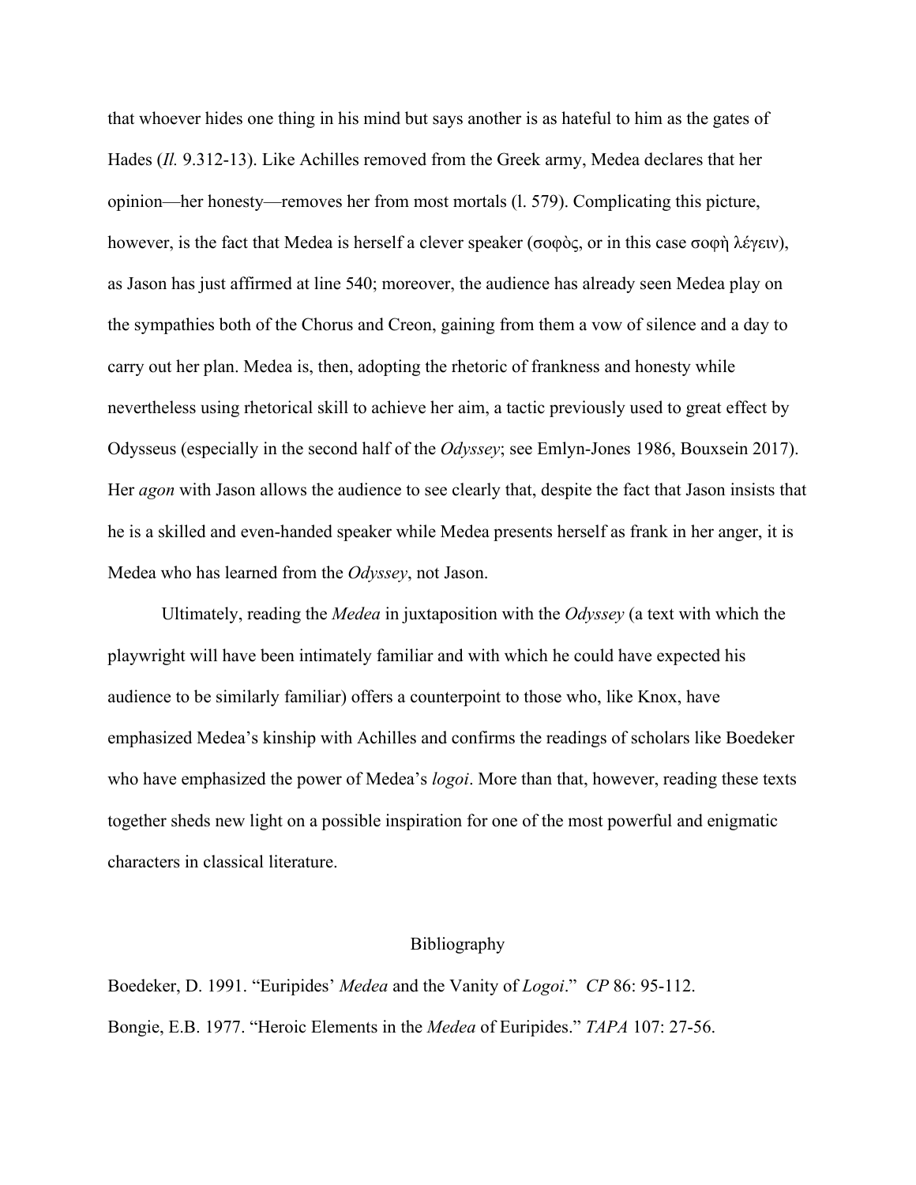that whoever hides one thing in his mind but says another is as hateful to him as the gates of Hades (*Il.* 9.312-13). Like Achilles removed from the Greek army, Medea declares that her opinion—her honesty—removes her from most mortals (l. 579). Complicating this picture, however, is the fact that Medea is herself a clever speaker (σοφὸς, or in this case σοφὴ λέγειν), as Jason has just affirmed at line 540; moreover, the audience has already seen Medea play on the sympathies both of the Chorus and Creon, gaining from them a vow of silence and a day to carry out her plan. Medea is, then, adopting the rhetoric of frankness and honesty while nevertheless using rhetorical skill to achieve her aim, a tactic previously used to great effect by Odysseus (especially in the second half of the *Odyssey*; see Emlyn-Jones 1986, Bouxsein 2017). Her *agon* with Jason allows the audience to see clearly that, despite the fact that Jason insists that he is a skilled and even-handed speaker while Medea presents herself as frank in her anger, it is Medea who has learned from the *Odyssey*, not Jason.

Ultimately, reading the *Medea* in juxtaposition with the *Odyssey* (a text with which the playwright will have been intimately familiar and with which he could have expected his audience to be similarly familiar) offers a counterpoint to those who, like Knox, have emphasized Medea's kinship with Achilles and confirms the readings of scholars like Boedeker who have emphasized the power of Medea's *logoi*. More than that, however, reading these texts together sheds new light on a possible inspiration for one of the most powerful and enigmatic characters in classical literature.

## Bibliography

Boedeker, D. 1991. "Euripides' *Medea* and the Vanity of *Logoi*." *CP* 86: 95-112.

Bongie, E.B. 1977. "Heroic Elements in the *Medea* of Euripides." *TAPA* 107: 27-56.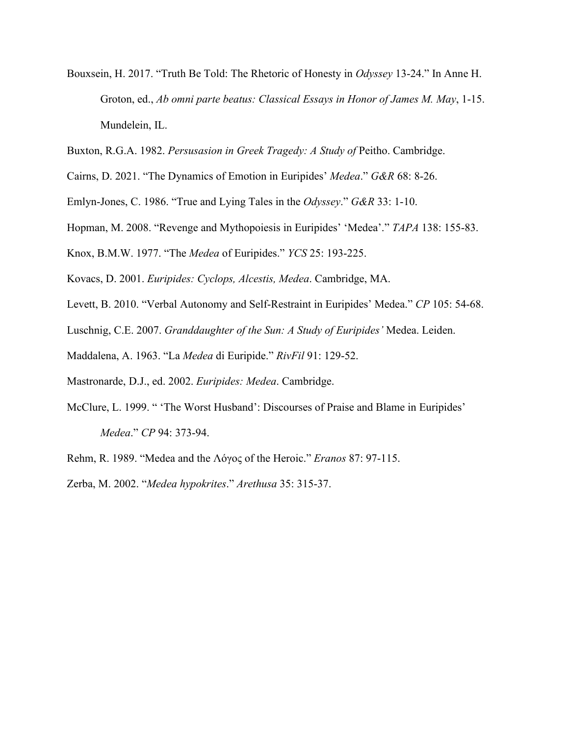Bouxsein, H. 2017. “Truth Be Told: The Rhetoric of Honesty in *Odyssey* 13-24.” In Anne H. Groton, ed., *Ab omni parte beatus: Classical Essays in Honor of James M. May*, 1-15. Mundelein, IL.

Buxton, R.G.A. 1982. *Persusasion in Greek Tragedy: A Study of* Peitho. Cambridge.

Cairns, D. 2021. “The Dynamics of Emotion in Euripides’ *Medea*.” *G&R* 68: 8-26.

Emlyn-Jones, C. 1986. “True and Lying Tales in the *Odyssey*.” *G&R* 33: 1-10.

Hopman, M. 2008. “Revenge and Mythopoiesis in Euripides’ ‘Medea’.” *TAPA* 138: 155-83.

Knox, B.M.W. 1977. “The *Medea* of Euripides.” *YCS* 25: 193-225.

Kovacs, D. 2001. *Euripides: Cyclops, Alcestis, Medea*. Cambridge, MA.

Levett, B. 2010. “Verbal Autonomy and Self-Restraint in Euripides’ Medea.” *CP* 105: 54-68.

Luschnig, C.E. 2007. *Granddaughter of the Sun: A Study of Euripides’* Medea. Leiden.

Maddalena, A. 1963. “La *Medea* di Euripide.” *RivFil* 91: 129-52.

Mastronarde, D.J., ed. 2002. *Euripides: Medea*. Cambridge.

McClure, L. 1999. “ ‘The Worst Husband’: Discourses of Praise and Blame in Euripides’ *Medea*.” *CP* 94: 373-94.

Rehm, R. 1989. “Medea and the Λόγος of the Heroic.” *Eranos* 87: 97-115.

Zerba, M. 2002. “*Medea hypokrites*.” *Arethusa* 35: 315-37.